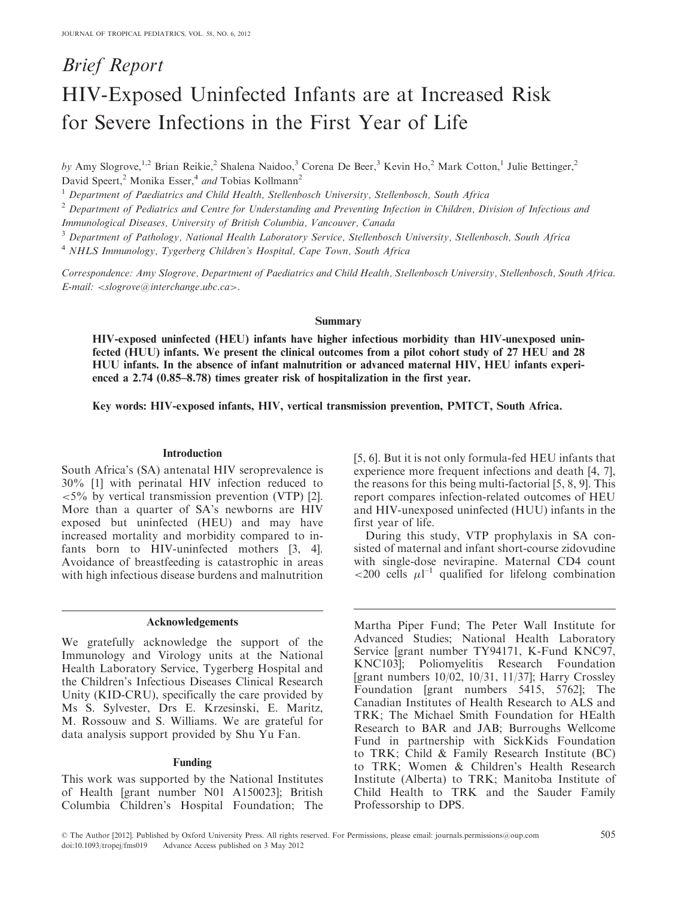*Brief Report*

# HIV-Exposed Uninfected Infants are at Increased Risk for Severe Infections in the First Year of Life

*by* Amy Slogrove,[1,2] Brian Reikie,[2] Shalena Naidoo,[3] Corena De Beer,[3] Kevin Ho,[2] Mark Cotton,[1] Julie Bettinger,[2] David Speert,[2] Monika Esser,[4] *and* Tobias Kollmann[2]

[1] *Department of Paediatrics and Child Health, Stellenbosch University, Stellenbosch, South Africa*

[2] *Department of Pediatrics and Centre for Understanding and Preventing Infection in Children, Division of Infectious and Immunological Diseases, University of British Columbia, Vancouver, Canada*

[3] *Department of Pathology, National Health Laboratory Service, Stellenbosch University, Stellenbosch, South Africa*

[4] *NHLS Immunology, Tygerberg Children's Hospital, Cape Town, South Africa*

*Correspondence: Amy Slogrove, Department of Paediatrics and Child Health, Stellenbosch University, Stellenbosch, South Africa. E-mail: <slogrove@interchange.ubc.ca>.*

## Summary

**HIV-exposed uninfected (HEU) infants have higher infectious morbidity than HIV-unexposed uninfected (HUU) infants. We present the clinical outcomes from a pilot cohort study of 27 HEU and 28 HUU infants. In the absence of infant malnutrition or advanced maternal HIV, HEU infants experienced a 2.74 (0.85–8.78) times greater risk of hospitalization in the first year.**

**Key words: HIV-exposed infants, HIV, vertical transmission prevention, PMTCT, South Africa.**

## Introduction

South Africa's (SA) antenatal HIV seroprevalence is 30% [1] with perinatal HIV infection reduced to <5% by vertical transmission prevention (VTP) [2]. More than a quarter of SA's newborns are HIV exposed but uninfected (HEU) and may have increased mortality and morbidity compared to infants born to HIV-uninfected mothers [3, 4]. Avoidance of breastfeeding is catastrophic in areas with high infectious disease burdens and malnutrition [5, 6]. But it is not only formula-fed HEU infants that experience more frequent infections and death [4, 7], the reasons for this being multi-factorial [5, 8, 9]. This report compares infection-related outcomes of HEU and HIV-unexposed uninfected (HUU) infants in the first year of life.

During this study, VTP prophylaxis in SA consisted of maternal and infant short-course zidovudine with single-dose nevirapine. Maternal CD4 count <200 cells $\mu l^{-1}$ qualified for lifelong combination

### Acknowledgements

We gratefully acknowledge the support of the Immunology and Virology units at the National Health Laboratory Service, Tygerberg Hospital and the Children's Infectious Diseases Clinical Research Unity (KID-CRU), specifically the care provided by Ms S. Sylvester, Drs E. Krzesinski, E. Maritz, M. Rossouw and S. Williams. We are grateful for data analysis support provided by Shu Yu Fan.

### Funding

This work was supported by the National Institutes of Health [grant number N01 A150023]; British Columbia Children's Hospital Foundation; The Martha Piper Fund; The Peter Wall Institute for Advanced Studies; National Health Laboratory Service [grant number TY94171, K-Fund KNC97, KNC103]; Poliomyelitis Research Foundation [grant numbers 10/02, 10/31, 11/37]; Harry Crossley Foundation [grant numbers 5415, 5762]; The Canadian Institutes of Health Research to ALS and TRK; The Michael Smith Foundation for HEalth Research to BAR and JAB; Burroughs Wellcome Fund in partnership with SickKids Foundation to TRK; Child & Family Research Institute (BC) to TRK; Women & Children's Health Research Institute (Alberta) to TRK; Manitoba Institute of Child Health to TRK and the Sauder Family Professorship to DPS.

© The Author [2012]. Published by Oxford University Press. All rights reserved. For Permissions, please email: journals.permissions@oup.com
doi:10.1093/tropej/fms019 Advance Access published on 3 May 2012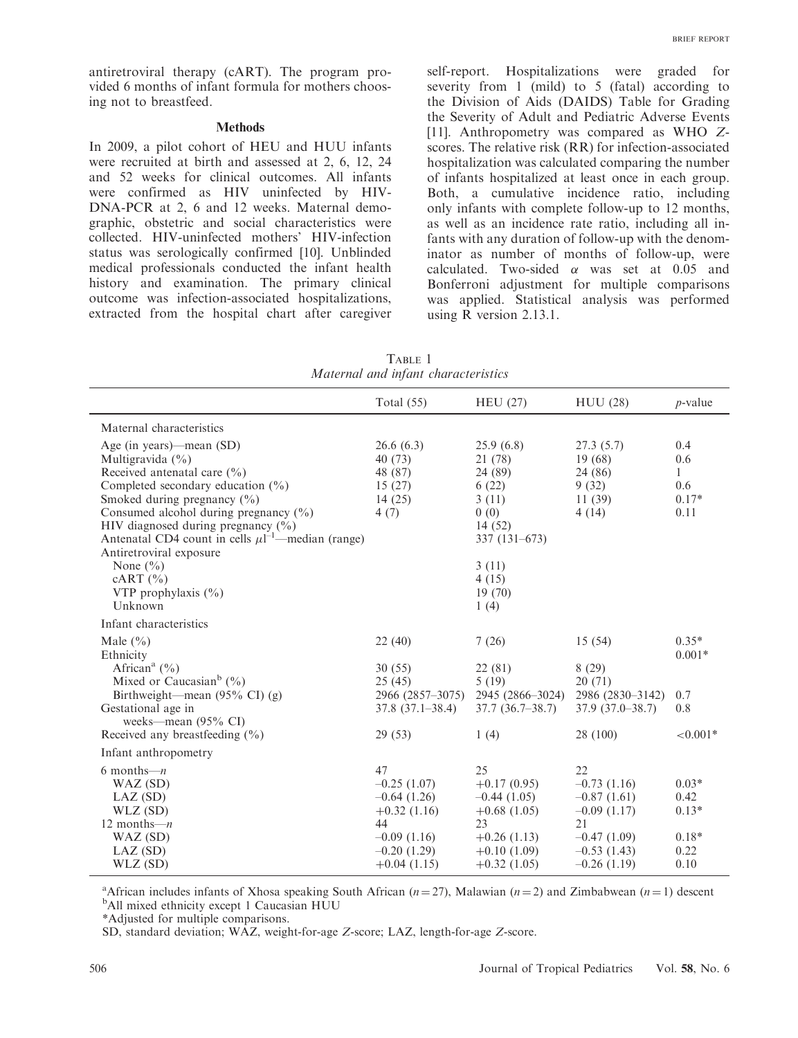antiretroviral therapy (cART). The program provided 6 months of infant formula for mothers choosing not to breastfeed.

## Methods

In 2009, a pilot cohort of HEU and HUU infants were recruited at birth and assessed at 2, 6, 12, 24 and 52 weeks for clinical outcomes. All infants were confirmed as HIV uninfected by HIV-DNA-PCR at 2, 6 and 12 weeks. Maternal demographic, obstetric and social characteristics were collected. HIV-uninfected mothers' HIV-infection status was serologically confirmed [10]. Unblinded medical professionals conducted the infant health history and examination. The primary clinical outcome was infection-associated hospitalizations, extracted from the hospital chart after caregiver self-report. Hospitalizations were graded for severity from 1 (mild) to 5 (fatal) according to the Division of Aids (DAIDS) Table for Grading the Severity of Adult and Pediatric Adverse Events [11]. Anthropometry was compared as WHO *Z*-scores. The relative risk (RR) for infection-associated hospitalization was calculated comparing the number of infants hospitalized at least once in each group. Both, a cumulative incidence ratio, including only infants with complete follow-up to 12 months, as well as an incidence rate ratio, including all infants with any duration of follow-up with the denominator as number of months of follow-up, were calculated. Two-sided $\alpha$ was set at 0.05 and Bonferroni adjustment for multiple comparisons was applied. Statistical analysis was performed using R version 2.13.1.

TABLE 1
*Maternal and infant characteristics*

| | Total (55) | HEU (27) | HUU (28) | *p*-value |
|---|---|---|---|---|
| Maternal characteristics | | | | |
| Age (in years)—mean (SD) | 26.6 (6.3) | 25.9 (6.8) | 27.3 (5.7) | 0.4 |
| Multigravida (%) | 40 (73) | 21 (78) | 19 (68) | 0.6 |
| Received antenatal care (%) | 48 (87) | 24 (89) | 24 (86) | 1 |
| Completed secondary education (%) | 15 (27) | 6 (22) | 9 (32) | 0.6 |
| Smoked during pregnancy (%) | 14 (25) | 3 (11) | 11 (39) | 0.17* |
| Consumed alcohol during pregnancy (%) | 4 (7) | 0 (0) | 4 (14) | 0.11 |
| HIV diagnosed during pregnancy (%) | | 14 (52) | | |
| Antenatal CD4 count in cells $\mu l^{-1}$—median (range) | | 337 (131–673) | | |
| Antiretroviral exposure | | | | |
| None (%) | | 3 (11) | | |
| cART (%) | | 4 (15) | | |
| VTP prophylaxis (%) | | 19 (70) | | |
| Unknown | | 1 (4) | | |
| Infant characteristics | | | | |
| Male (%) | 22 (40) | 7 (26) | 15 (54) | 0.35* |
| Ethnicity | | | | 0.001* |
| African[a] (%) | 30 (55) | 22 (81) | 8 (29) | |
| Mixed or Caucasian[b] (%) | 25 (45) | 5 (19) | 20 (71) | |
| Birthweight—mean (95% CI) (g) | 2966 (2857–3075) | 2945 (2866–3024) | 2986 (2830–3142) | 0.7 |
| Gestational age in weeks—mean (95% CI) | 37.8 (37.1–38.4) | 37.7 (36.7–38.7) | 37.9 (37.0–38.7) | 0.8 |
| Received any breastfeeding (%) | 29 (53) | 1 (4) | 28 (100) | <0.001* |
| Infant anthropometry | | | | |
| 6 months—*n* | 47 | 25 | 22 | |
| WAZ (SD) | −0.25 (1.07) | +0.17 (0.95) | −0.73 (1.16) | 0.03* |
| LAZ (SD) | −0.64 (1.26) | −0.44 (1.05) | −0.87 (1.61) | 0.42 |
| WLZ (SD) | +0.32 (1.16) | +0.68 (1.05) | −0.09 (1.17) | 0.13* |
| 12 months—*n* | 44 | 23 | 21 | |
| WAZ (SD) | −0.09 (1.16) | +0.26 (1.13) | −0.47 (1.09) | 0.18* |
| LAZ (SD) | −0.20 (1.29) | +0.10 (1.09) | −0.53 (1.43) | 0.22 |
| WLZ (SD) | +0.04 (1.15) | +0.32 (1.05) | −0.26 (1.19) | 0.10 |

[a]African includes infants of Xhosa speaking South African ($n = 27$), Malawian ($n = 2$) and Zimbabwean ($n = 1$) descent
[b]All mixed ethnicity except 1 Caucasian HUU
*Adjusted for multiple comparisons.
SD, standard deviation; WAZ, weight-for-age *Z*-score; LAZ, length-for-age *Z*-score.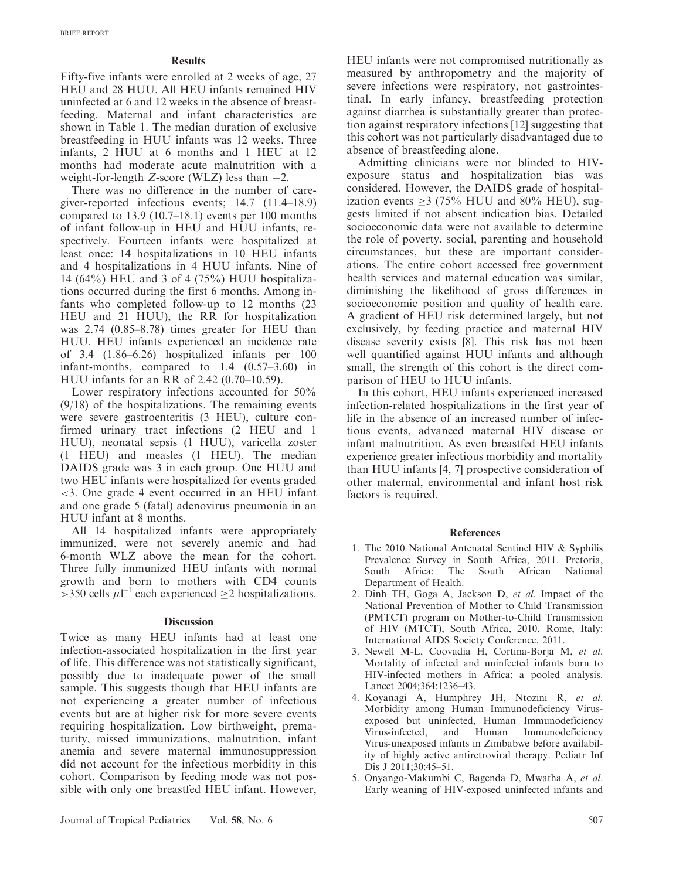## Results

Fifty-five infants were enrolled at 2 weeks of age, 27 HEU and 28 HUU. All HEU infants remained HIV uninfected at 6 and 12 weeks in the absence of breastfeeding. Maternal and infant characteristics are shown in Table 1. The median duration of exclusive breastfeeding in HUU infants was 12 weeks. Three infants, 2 HUU at 6 months and 1 HEU at 12 months had moderate acute malnutrition with a weight-for-length $Z$-score (WLZ) less than $-2$.

There was no difference in the number of caregiver-reported infectious events; 14.7 (11.4–18.9) compared to 13.9 (10.7–18.1) events per 100 months of infant follow-up in HEU and HUU infants, respectively. Fourteen infants were hospitalized at least once: 14 hospitalizations in 10 HEU infants and 4 hospitalizations in 4 HUU infants. Nine of 14 (64%) HEU and 3 of 4 (75%) HUU hospitalizations occurred during the first 6 months. Among infants who completed follow-up to 12 months (23 HEU and 21 HUU), the RR for hospitalization was 2.74 (0.85–8.78) times greater for HEU than HUU. HEU infants experienced an incidence rate of 3.4 (1.86–6.26) hospitalized infants per 100 infant-months, compared to 1.4 (0.57–3.60) in HUU infants for an RR of 2.42 (0.70–10.59).

Lower respiratory infections accounted for 50% (9/18) of the hospitalizations. The remaining events were severe gastroenteritis (3 HEU), culture confirmed urinary tract infections (2 HEU and 1 HUU), neonatal sepsis (1 HUU), varicella zoster (1 HEU) and measles (1 HEU). The median DAIDS grade was 3 in each group. One HUU and two HEU infants were hospitalized for events graded <3. One grade 4 event occurred in an HEU infant and one grade 5 (fatal) adenovirus pneumonia in an HUU infant at 8 months.

All 14 hospitalized infants were appropriately immunized, were not severely anemic and had 6-month WLZ above the mean for the cohort. Three fully immunized HEU infants with normal growth and born to mothers with CD4 counts $>350$ cells $\mu l^{-1}$ each experienced $\geq 2$ hospitalizations.

## Discussion

Twice as many HEU infants had at least one infection-associated hospitalization in the first year of life. This difference was not statistically significant, possibly due to inadequate power of the small sample. This suggests though that HEU infants are not experiencing a greater number of infectious events but are at higher risk for more severe events requiring hospitalization. Low birthweight, prematurity, missed immunizations, malnutrition, infant anemia and severe maternal immunosuppression did not account for the infectious morbidity in this cohort. Comparison by feeding mode was not possible with only one breastfed HEU infant. However, HEU infants were not compromised nutritionally as measured by anthropometry and the majority of severe infections were respiratory, not gastrointestinal. In early infancy, breastfeeding protection against diarrhea is substantially greater than protection against respiratory infections [12] suggesting that this cohort was not particularly disadvantaged due to absence of breastfeeding alone.

Admitting clinicians were not blinded to HIV-exposure status and hospitalization bias was considered. However, the DAIDS grade of hospitalization events $\geq 3$ (75% HUU and 80% HEU), suggests limited if not absent indication bias. Detailed socioeconomic data were not available to determine the role of poverty, social, parenting and household circumstances, but these are important considerations. The entire cohort accessed free government health services and maternal education was similar, diminishing the likelihood of gross differences in socioeconomic position and quality of health care. A gradient of HEU risk determined largely, but not exclusively, by feeding practice and maternal HIV disease severity exists [8]. This risk has not been well quantified against HUU infants and although small, the strength of this cohort is the direct comparison of HEU to HUU infants.

In this cohort, HEU infants experienced increased infection-related hospitalizations in the first year of life in the absence of an increased number of infectious events, advanced maternal HIV disease or infant malnutrition. As even breastfed HEU infants experience greater infectious morbidity and mortality than HUU infants [4, 7] prospective consideration of other maternal, environmental and infant host risk factors is required.

## References

1. The 2010 National Antenatal Sentinel HIV & Syphilis Prevalence Survey in South Africa, 2011. Pretoria, South Africa: The South African National Department of Health.
2. Dinh TH, Goga A, Jackson D, *et al*. Impact of the National Prevention of Mother to Child Transmission (PMTCT) program on Mother-to-Child Transmission of HIV (MTCT), South Africa, 2010. Rome, Italy: International AIDS Society Conference, 2011.
3. Newell M-L, Coovadia H, Cortina-Borja M, *et al*. Mortality of infected and uninfected infants born to HIV-infected mothers in Africa: a pooled analysis. Lancet 2004;364:1236–43.
4. Koyanagi A, Humphrey JH, Ntozini R, *et al*. Morbidity among Human Immunodeficiency Virus-exposed but uninfected, Human Immunodeficiency Virus-infected, and Human Immunodeficiency Virus-unexposed infants in Zimbabwe before availability of highly active antiretroviral therapy. Pediatr Inf Dis J 2011;30:45–51.
5. Onyango-Makumbi C, Bagenda D, Mwatha A, *et al*. Early weaning of HIV-exposed uninfected infants and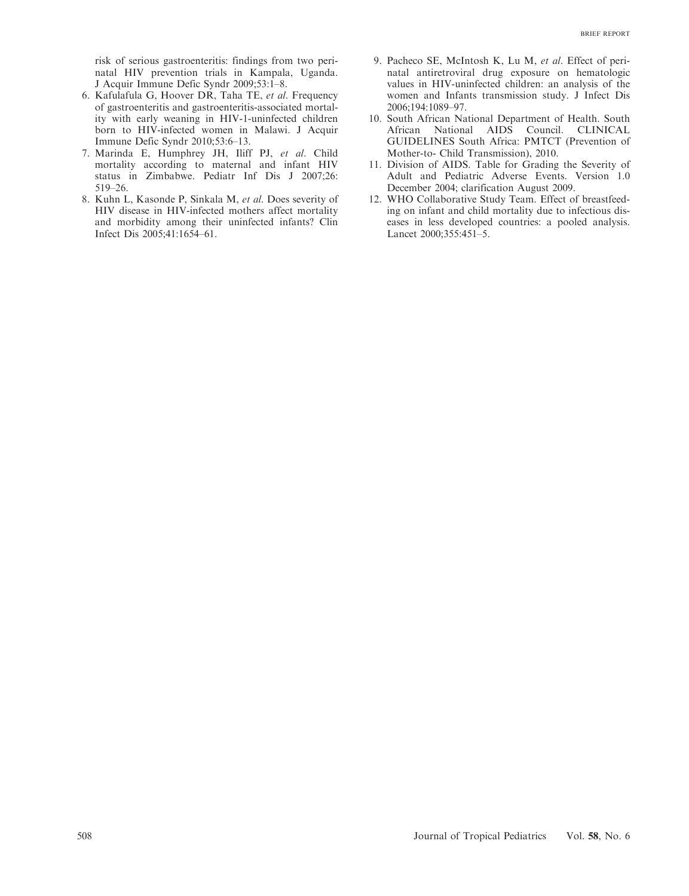risk of serious gastroenteritis: findings from two perinatal HIV prevention trials in Kampala, Uganda. J Acquir Immune Defic Syndr 2009;53:1–8.

6. Kafulafula G, Hoover DR, Taha TE, *et al*. Frequency of gastroenteritis and gastroenteritis-associated mortality with early weaning in HIV-1-uninfected children born to HIV-infected women in Malawi. J Acquir Immune Defic Syndr 2010;53:6–13.
7. Marinda E, Humphrey JH, Iliff PJ, *et al*. Child mortality according to maternal and infant HIV status in Zimbabwe. Pediatr Inf Dis J 2007;26: 519–26.
8. Kuhn L, Kasonde P, Sinkala M, *et al*. Does severity of HIV disease in HIV-infected mothers affect mortality and morbidity among their uninfected infants? Clin Infect Dis 2005;41:1654–61.
9. Pacheco SE, McIntosh K, Lu M, *et al*. Effect of perinatal antiretroviral drug exposure on hematologic values in HIV-uninfected children: an analysis of the women and Infants transmission study. J Infect Dis 2006;194:1089–97.
10. South African National Department of Health. South African National AIDS Council. CLINICAL GUIDELINES South Africa: PMTCT (Prevention of Mother-to- Child Transmission), 2010.
11. Division of AIDS. Table for Grading the Severity of Adult and Pediatric Adverse Events. Version 1.0 December 2004; clarification August 2009.
12. WHO Collaborative Study Team. Effect of breastfeeding on infant and child mortality due to infectious diseases in less developed countries: a pooled analysis. Lancet 2000;355:451–5.